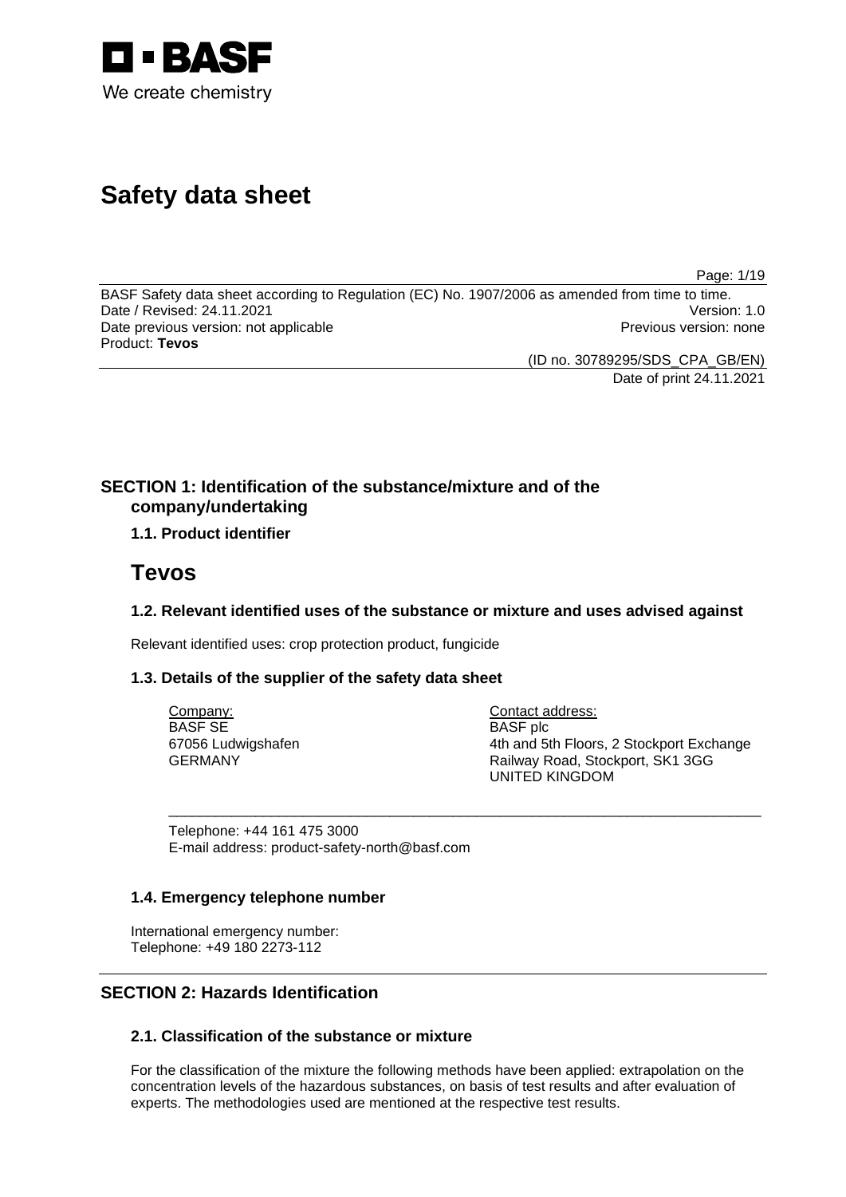BASF

We create chemistry

# Safety data sheet

BASF Safety data sheet according to Regulation (EC) No. 1907/2006 as amended from time to time.
Date / Revised: 24.11.2021 Version: 1.0
Date previous version: not applicable Previous version: none
Product: **Tevos**

(ID no. 30789295/SDS_CPA_GB/EN)
Date of print 24.11.2021

## SECTION 1: Identification of the substance/mixture and of the company/undertaking

### 1.1. Product identifier

# Tevos

### 1.2. Relevant identified uses of the substance or mixture and uses advised against

Relevant identified uses: crop protection product, fungicide

### 1.3. Details of the supplier of the safety data sheet

Company:
BASF SE
67056 Ludwigshafen
GERMANY

Contact address:
BASF plc
4th and 5th Floors, 2 Stockport Exchange
Railway Road, Stockport, SK1 3GG
UNITED KINGDOM

Telephone: +44 161 475 3000
E-mail address: product-safety-north@basf.com

### 1.4. Emergency telephone number

International emergency number:
Telephone: +49 180 2273-112

## SECTION 2: Hazards Identification

### 2.1. Classification of the substance or mixture

For the classification of the mixture the following methods have been applied: extrapolation on the concentration levels of the hazardous substances, on basis of test results and after evaluation of experts. The methodologies used are mentioned at the respective test results.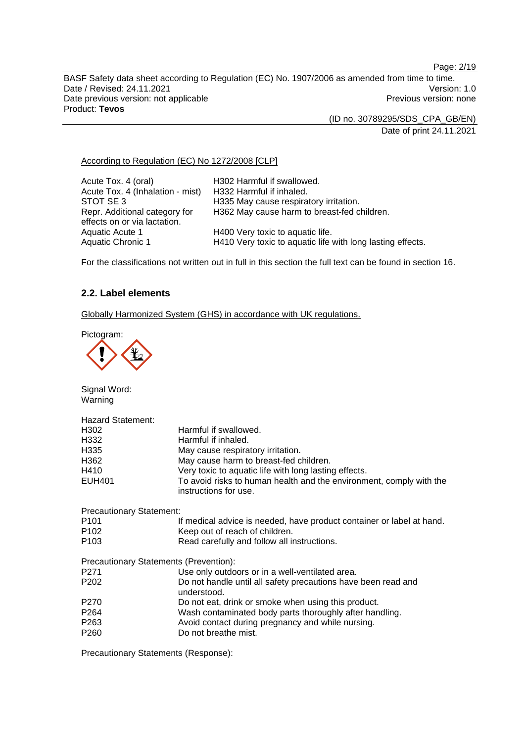According to Regulation (EC) No 1272/2008 [CLP]

| | |
|---|---|
| Acute Tox. 4 (oral) | H302 Harmful if swallowed. |
| Acute Tox. 4 (Inhalation - mist) | H332 Harmful if inhaled. |
| STOT SE 3 | H335 May cause respiratory irritation. |
| Repr. Additional category for effects on or via lactation. | H362 May cause harm to breast-fed children. |
| Aquatic Acute 1 | H400 Very toxic to aquatic life. |
| Aquatic Chronic 1 | H410 Very toxic to aquatic life with long lasting effects. |

For the classifications not written out in full in this section the full text can be found in section 16.

## 2.2. Label elements

Globally Harmonized System (GHS) in accordance with UK regulations.

Pictogram:

Signal Word:
Warning

Hazard Statement:

| | |
|---|---|
| H302 | Harmful if swallowed. |
| H332 | Harmful if inhaled. |
| H335 | May cause respiratory irritation. |
| H362 | May cause harm to breast-fed children. |
| H410 | Very toxic to aquatic life with long lasting effects. |
| EUH401 | To avoid risks to human health and the environment, comply with the instructions for use. |

Precautionary Statement:

| | |
|---|---|
| P101 | If medical advice is needed, have product container or label at hand. |
| P102 | Keep out of reach of children. |
| P103 | Read carefully and follow all instructions. |

Precautionary Statements (Prevention):

| | |
|---|---|
| P271 | Use only outdoors or in a well-ventilated area. |
| P202 | Do not handle until all safety precautions have been read and understood. |
| P270 | Do not eat, drink or smoke when using this product. |
| P264 | Wash contaminated body parts thoroughly after handling. |
| P263 | Avoid contact during pregnancy and while nursing. |
| P260 | Do not breathe mist. |

Precautionary Statements (Response):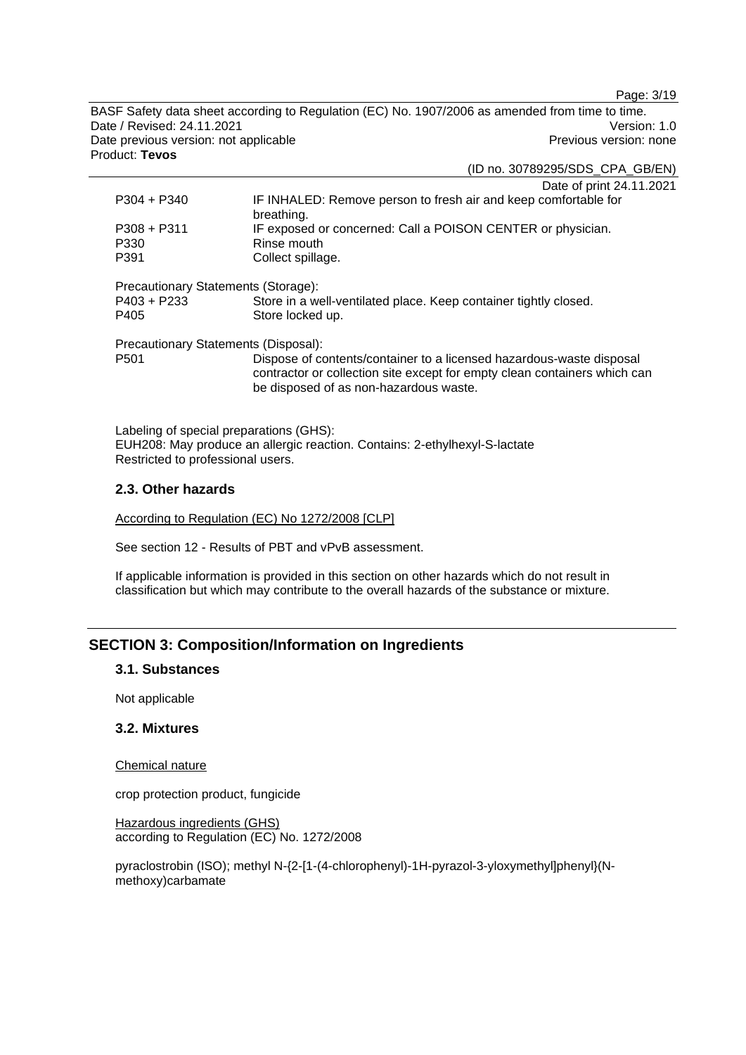| | |
|---|---|
| P304 + P340 | IF INHALED: Remove person to fresh air and keep comfortable for breathing. |
| P308 + P311 | IF exposed or concerned: Call a POISON CENTER or physician. |
| P330 | Rinse mouth |
| P391 | Collect spillage. |

Precautionary Statements (Storage):

| | |
|---|---|
| P403 + P233 | Store in a well-ventilated place. Keep container tightly closed. |
| P405 | Store locked up. |

Precautionary Statements (Disposal):

| | |
|---|---|
| P501 | Dispose of contents/container to a licensed hazardous-waste disposal contractor or collection site except for empty clean containers which can be disposed of as non-hazardous waste. |

Labeling of special preparations (GHS):
EUH208: May produce an allergic reaction. Contains: 2-ethylhexyl-S-lactate
Restricted to professional users.

### 2.3. Other hazards

According to Regulation (EC) No 1272/2008 [CLP]

See section 12 - Results of PBT and vPvB assessment.

If applicable information is provided in this section on other hazards which do not result in classification but which may contribute to the overall hazards of the substance or mixture.

## SECTION 3: Composition/Information on Ingredients

### 3.1. Substances

Not applicable

### 3.2. Mixtures

Chemical nature

crop protection product, fungicide

Hazardous ingredients (GHS)
according to Regulation (EC) No. 1272/2008

pyraclostrobin (ISO); methyl N-{2-[1-(4-chlorophenyl)-1H-pyrazol-3-yloxymethyl]phenyl}(N-methoxy)carbamate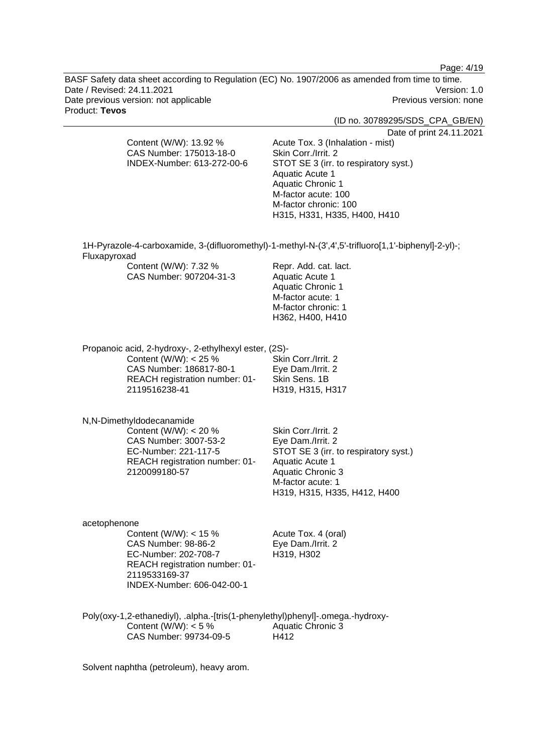Content (W/W): 13.92 %
CAS Number: 175013-18-0
INDEX-Number: 613-272-00-6

Acute Tox. 3 (Inhalation - mist)
Skin Corr./Irrit. 2
STOT SE 3 (irr. to respiratory syst.)
Aquatic Acute 1
Aquatic Chronic 1
M-factor acute: 100
M-factor chronic: 100
H315, H331, H335, H400, H410

1H-Pyrazole-4-carboxamide, 3-(difluoromethyl)-1-methyl-N-(3',4',5'-trifluoro[1,1'-biphenyl]-2-yl)-; Fluxapyroxad

Content (W/W): 7.32 %
CAS Number: 907204-31-3

Repr. Add. cat. lact.
Aquatic Acute 1
Aquatic Chronic 1
M-factor acute: 1
M-factor chronic: 1
H362, H400, H410

Propanoic acid, 2-hydroxy-, 2-ethylhexyl ester, (2S)-

Content (W/W): < 25 %
CAS Number: 186817-80-1
REACH registration number: 01-2119516238-41

Skin Corr./Irrit. 2
Eye Dam./Irrit. 2
Skin Sens. 1B
H319, H315, H317

N,N-Dimethyldodecanamide

Content (W/W): < 20 %
CAS Number: 3007-53-2
EC-Number: 221-117-5
REACH registration number: 01-2120099180-57

Skin Corr./Irrit. 2
Eye Dam./Irrit. 2
STOT SE 3 (irr. to respiratory syst.)
Aquatic Acute 1
Aquatic Chronic 3
M-factor acute: 1
H319, H315, H335, H412, H400

acetophenone

Content (W/W): < 15 %
CAS Number: 98-86-2
EC-Number: 202-708-7
REACH registration number: 01-2119533169-37
INDEX-Number: 606-042-00-1

Acute Tox. 4 (oral)
Eye Dam./Irrit. 2
H319, H302

Poly(oxy-1,2-ethanediyl), .alpha.-[tris(1-phenylethyl)phenyl]-.omega.-hydroxy-

Content (W/W): < 5 %
CAS Number: 99734-09-5

Aquatic Chronic 3
H412

Solvent naphtha (petroleum), heavy arom.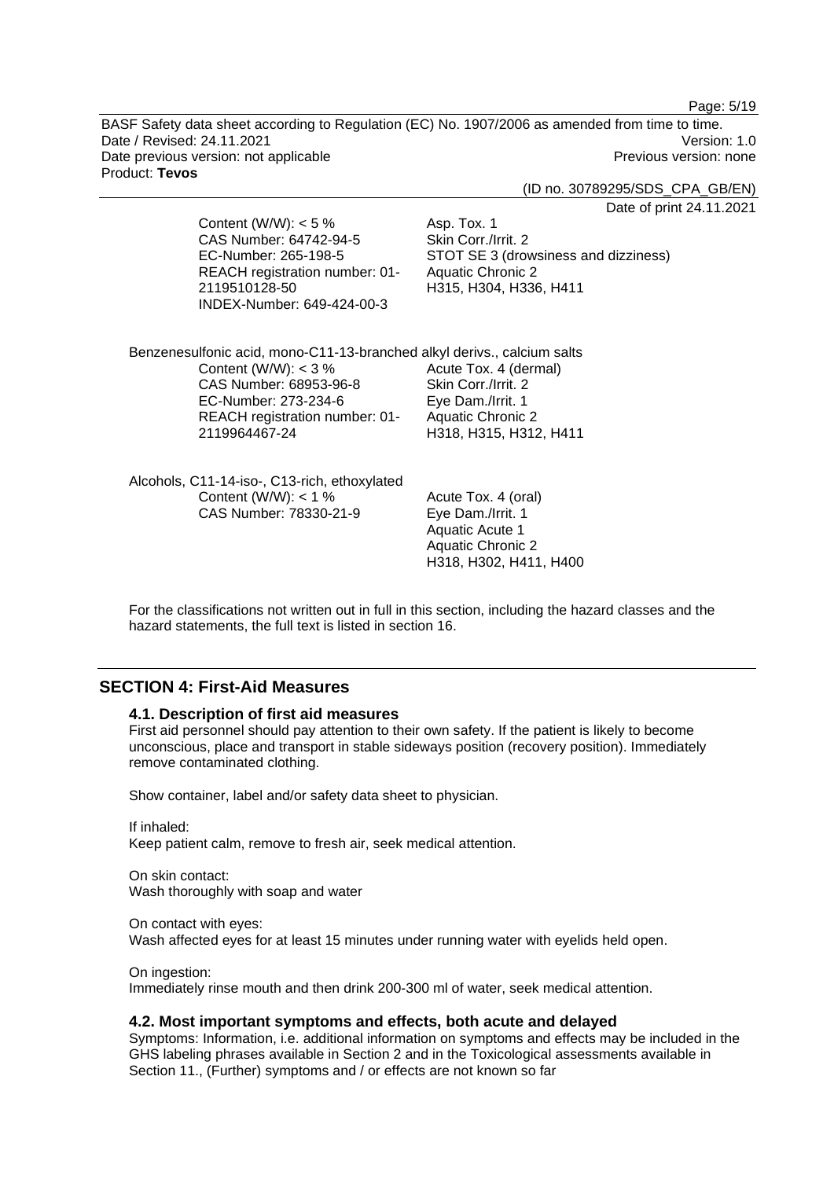Content (W/W): < 5 %
CAS Number: 64742-94-5
EC-Number: 265-198-5
REACH registration number: 01-2119510128-50
INDEX-Number: 649-424-00-3

Asp. Tox. 1
Skin Corr./Irrit. 2
STOT SE 3 (drowsiness and dizziness)
Aquatic Chronic 2
H315, H304, H336, H411

Benzenesulfonic acid, mono-C11-13-branched alkyl derivs., calcium salts

Content (W/W): < 3 %
CAS Number: 68953-96-8
EC-Number: 273-234-6
REACH registration number: 01-2119964467-24

Acute Tox. 4 (dermal)
Skin Corr./Irrit. 2
Eye Dam./Irrit. 1
Aquatic Chronic 2
H318, H315, H312, H411

Alcohols, C11-14-iso-, C13-rich, ethoxylated

Content (W/W): < 1 %
CAS Number: 78330-21-9

Acute Tox. 4 (oral)
Eye Dam./Irrit. 1
Aquatic Acute 1
Aquatic Chronic 2
H318, H302, H411, H400

For the classifications not written out in full in this section, including the hazard classes and the hazard statements, the full text is listed in section 16.

## SECTION 4: First-Aid Measures

### 4.1. Description of first aid measures

First aid personnel should pay attention to their own safety. If the patient is likely to become unconscious, place and transport in stable sideways position (recovery position). Immediately remove contaminated clothing.

Show container, label and/or safety data sheet to physician.

If inhaled:
Keep patient calm, remove to fresh air, seek medical attention.

On skin contact:
Wash thoroughly with soap and water

On contact with eyes:
Wash affected eyes for at least 15 minutes under running water with eyelids held open.

On ingestion:
Immediately rinse mouth and then drink 200-300 ml of water, seek medical attention.

### 4.2. Most important symptoms and effects, both acute and delayed

Symptoms: Information, i.e. additional information on symptoms and effects may be included in the GHS labeling phrases available in Section 2 and in the Toxicological assessments available in Section 11., (Further) symptoms and / or effects are not known so far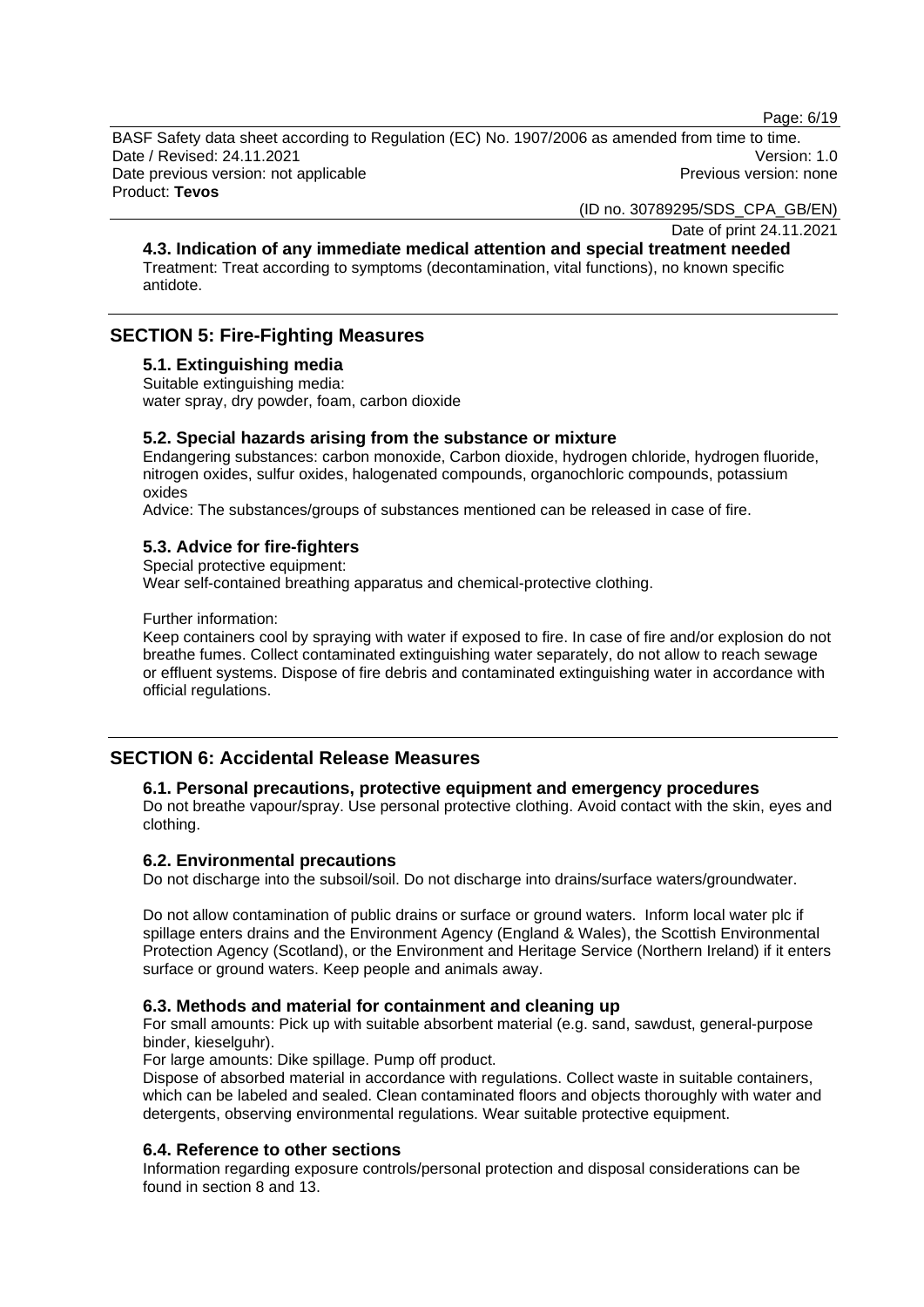### 4.3. Indication of any immediate medical attention and special treatment needed

Treatment: Treat according to symptoms (decontamination, vital functions), no known specific antidote.

## SECTION 5: Fire-Fighting Measures

### 5.1. Extinguishing media

Suitable extinguishing media:
water spray, dry powder, foam, carbon dioxide

### 5.2. Special hazards arising from the substance or mixture

Endangering substances: carbon monoxide, Carbon dioxide, hydrogen chloride, hydrogen fluoride, nitrogen oxides, sulfur oxides, halogenated compounds, organochloric compounds, potassium oxides

Advice: The substances/groups of substances mentioned can be released in case of fire.

### 5.3. Advice for fire-fighters

Special protective equipment:
Wear self-contained breathing apparatus and chemical-protective clothing.

Further information:
Keep containers cool by spraying with water if exposed to fire. In case of fire and/or explosion do not breathe fumes. Collect contaminated extinguishing water separately, do not allow to reach sewage or effluent systems. Dispose of fire debris and contaminated extinguishing water in accordance with official regulations.

## SECTION 6: Accidental Release Measures

### 6.1. Personal precautions, protective equipment and emergency procedures

Do not breathe vapour/spray. Use personal protective clothing. Avoid contact with the skin, eyes and clothing.

### 6.2. Environmental precautions

Do not discharge into the subsoil/soil. Do not discharge into drains/surface waters/groundwater.

Do not allow contamination of public drains or surface or ground waters. Inform local water plc if spillage enters drains and the Environment Agency (England & Wales), the Scottish Environmental Protection Agency (Scotland), or the Environment and Heritage Service (Northern Ireland) if it enters surface or ground waters. Keep people and animals away.

### 6.3. Methods and material for containment and cleaning up

For small amounts: Pick up with suitable absorbent material (e.g. sand, sawdust, general-purpose binder, kieselguhr).

For large amounts: Dike spillage. Pump off product.

Dispose of absorbed material in accordance with regulations. Collect waste in suitable containers, which can be labeled and sealed. Clean contaminated floors and objects thoroughly with water and detergents, observing environmental regulations. Wear suitable protective equipment.

### 6.4. Reference to other sections

Information regarding exposure controls/personal protection and disposal considerations can be found in section 8 and 13.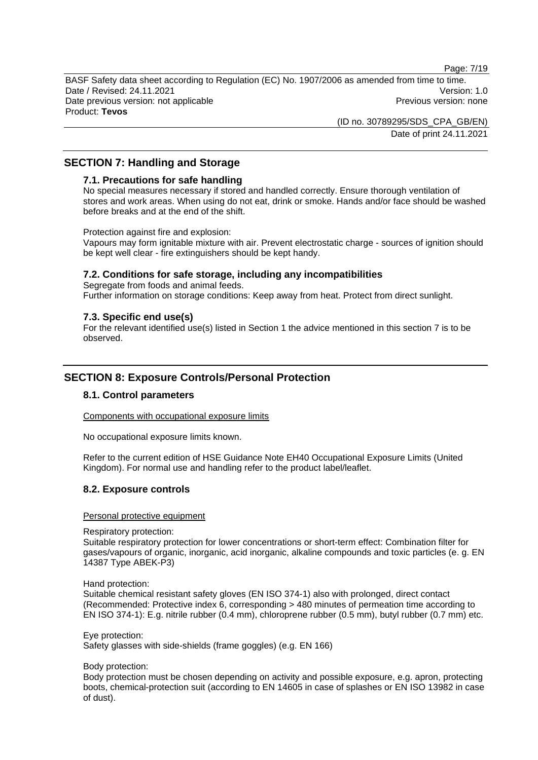## SECTION 7: Handling and Storage

### 7.1. Precautions for safe handling

No special measures necessary if stored and handled correctly. Ensure thorough ventilation of stores and work areas. When using do not eat, drink or smoke. Hands and/or face should be washed before breaks and at the end of the shift.

Protection against fire and explosion:
Vapours may form ignitable mixture with air. Prevent electrostatic charge - sources of ignition should be kept well clear - fire extinguishers should be kept handy.

### 7.2. Conditions for safe storage, including any incompatibilities

Segregate from foods and animal feeds.
Further information on storage conditions: Keep away from heat. Protect from direct sunlight.

### 7.3. Specific end use(s)

For the relevant identified use(s) listed in Section 1 the advice mentioned in this section 7 is to be observed.

## SECTION 8: Exposure Controls/Personal Protection

### 8.1. Control parameters

Components with occupational exposure limits

No occupational exposure limits known.

Refer to the current edition of HSE Guidance Note EH40 Occupational Exposure Limits (United Kingdom). For normal use and handling refer to the product label/leaflet.

### 8.2. Exposure controls

Personal protective equipment

Respiratory protection:
Suitable respiratory protection for lower concentrations or short-term effect: Combination filter for gases/vapours of organic, inorganic, acid inorganic, alkaline compounds and toxic particles (e. g. EN 14387 Type ABEK-P3)

Hand protection:
Suitable chemical resistant safety gloves (EN ISO 374-1) also with prolonged, direct contact (Recommended: Protective index 6, corresponding > 480 minutes of permeation time according to EN ISO 374-1): E.g. nitrile rubber (0.4 mm), chloroprene rubber (0.5 mm), butyl rubber (0.7 mm) etc.

Eye protection:
Safety glasses with side-shields (frame goggles) (e.g. EN 166)

Body protection:
Body protection must be chosen depending on activity and possible exposure, e.g. apron, protecting boots, chemical-protection suit (according to EN 14605 in case of splashes or EN ISO 13982 in case of dust).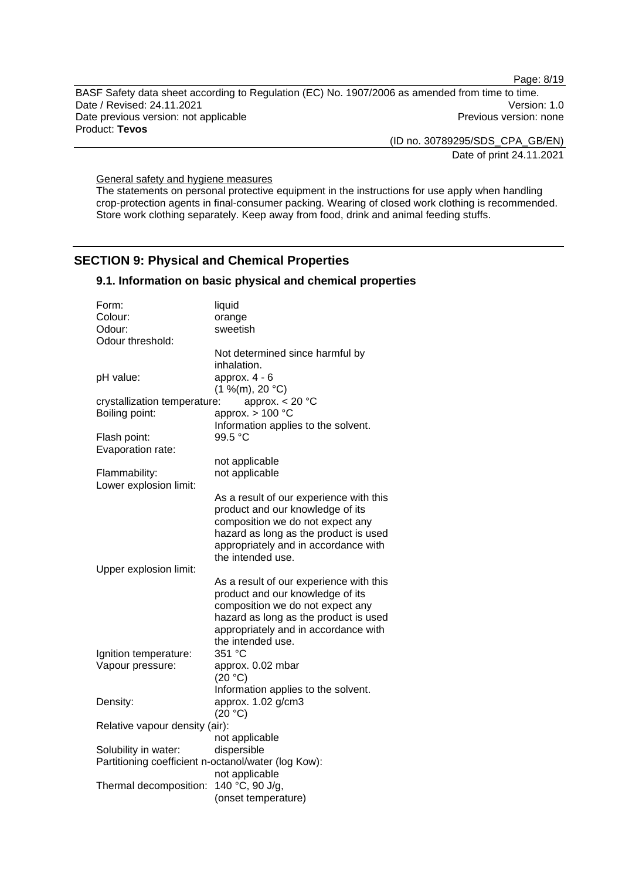General safety and hygiene measures

The statements on personal protective equipment in the instructions for use apply when handling crop-protection agents in final-consumer packing. Wearing of closed work clothing is recommended. Store work clothing separately. Keep away from food, drink and animal feeding stuffs.

## SECTION 9: Physical and Chemical Properties

### 9.1. Information on basic physical and chemical properties

| | |
|---|---|
| Form: | liquid |
| Colour: | orange |
| Odour: | sweetish |
| Odour threshold: | Not determined since harmful by inhalation. |
| pH value: | approx. 4 - 6 (1 %(m), 20 °C) |
| crystallization temperature: | approx. < 20 °C |
| Boiling point: | approx. > 100 °C Information applies to the solvent. |
| Flash point: | 99.5 °C |
| Evaporation rate: | not applicable |
| Flammability: | not applicable |
| Lower explosion limit: | As a result of our experience with this product and our knowledge of its composition we do not expect any hazard as long as the product is used appropriately and in accordance with the intended use. |
| Upper explosion limit: | As a result of our experience with this product and our knowledge of its composition we do not expect any hazard as long as the product is used appropriately and in accordance with the intended use. |
| Ignition temperature: | 351 °C |
| Vapour pressure: | approx. 0.02 mbar (20 °C) Information applies to the solvent. |
| Density: | approx. 1.02 g/cm3 (20 °C) |
| Relative vapour density (air): | not applicable |
| Solubility in water: | dispersible |
| Partitioning coefficient n-octanol/water (log Kow): | not applicable |
| Thermal decomposition: | 140 °C, 90 J/g, (onset temperature) |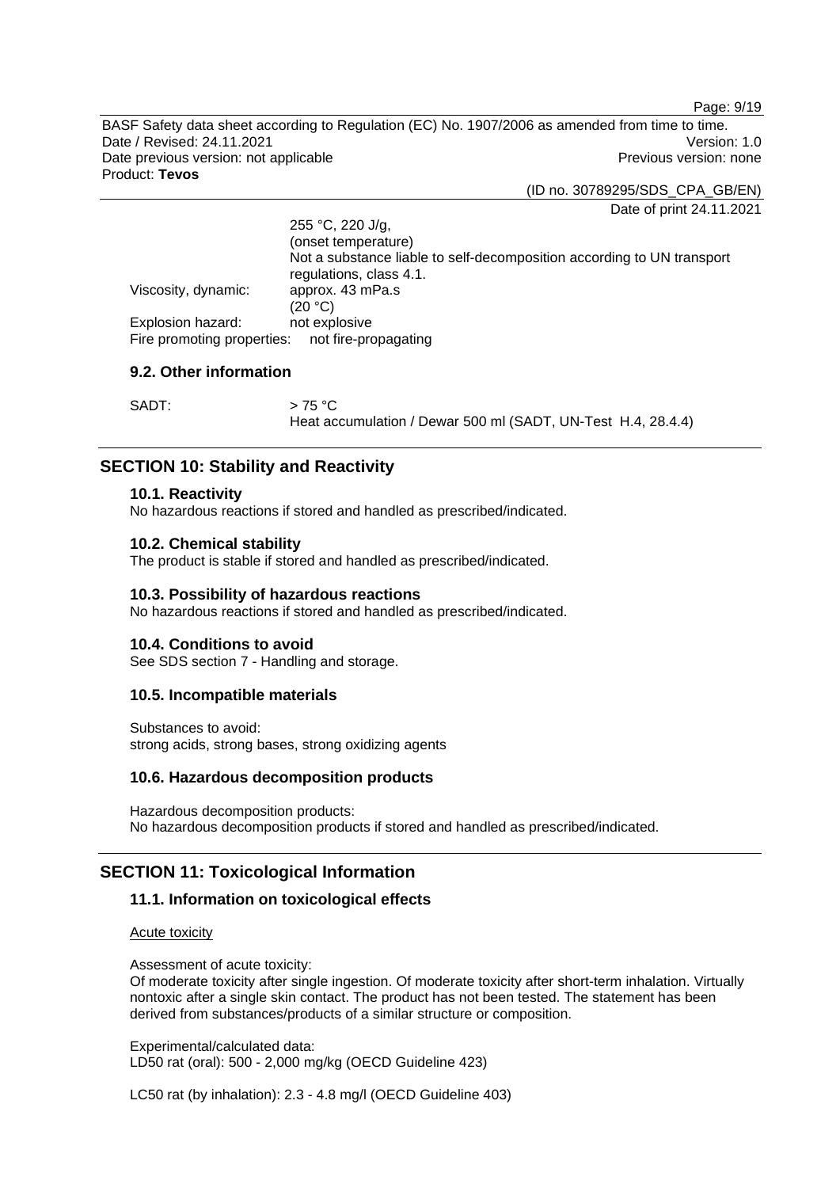255 °C, 220 J/g,
(onset temperature)
Not a substance liable to self-decomposition according to UN transport regulations, class 4.1.

Viscosity, dynamic: approx. 43 mPa.s
(20 °C)

Explosion hazard: not explosive

Fire promoting properties: not fire-propagating

### 9.2. Other information

SADT: > 75 °C
Heat accumulation / Dewar 500 ml (SADT, UN-Test H.4, 28.4.4)

## SECTION 10: Stability and Reactivity

### 10.1. Reactivity

No hazardous reactions if stored and handled as prescribed/indicated.

### 10.2. Chemical stability

The product is stable if stored and handled as prescribed/indicated.

### 10.3. Possibility of hazardous reactions

No hazardous reactions if stored and handled as prescribed/indicated.

### 10.4. Conditions to avoid

See SDS section 7 - Handling and storage.

### 10.5. Incompatible materials

Substances to avoid:
strong acids, strong bases, strong oxidizing agents

### 10.6. Hazardous decomposition products

Hazardous decomposition products:
No hazardous decomposition products if stored and handled as prescribed/indicated.

## SECTION 11: Toxicological Information

### 11.1. Information on toxicological effects

Acute toxicity

Assessment of acute toxicity:
Of moderate toxicity after single ingestion. Of moderate toxicity after short-term inhalation. Virtually nontoxic after a single skin contact. The product has not been tested. The statement has been derived from substances/products of a similar structure or composition.

Experimental/calculated data:
LD50 rat (oral): 500 - 2,000 mg/kg (OECD Guideline 423)

LC50 rat (by inhalation): 2.3 - 4.8 mg/l (OECD Guideline 403)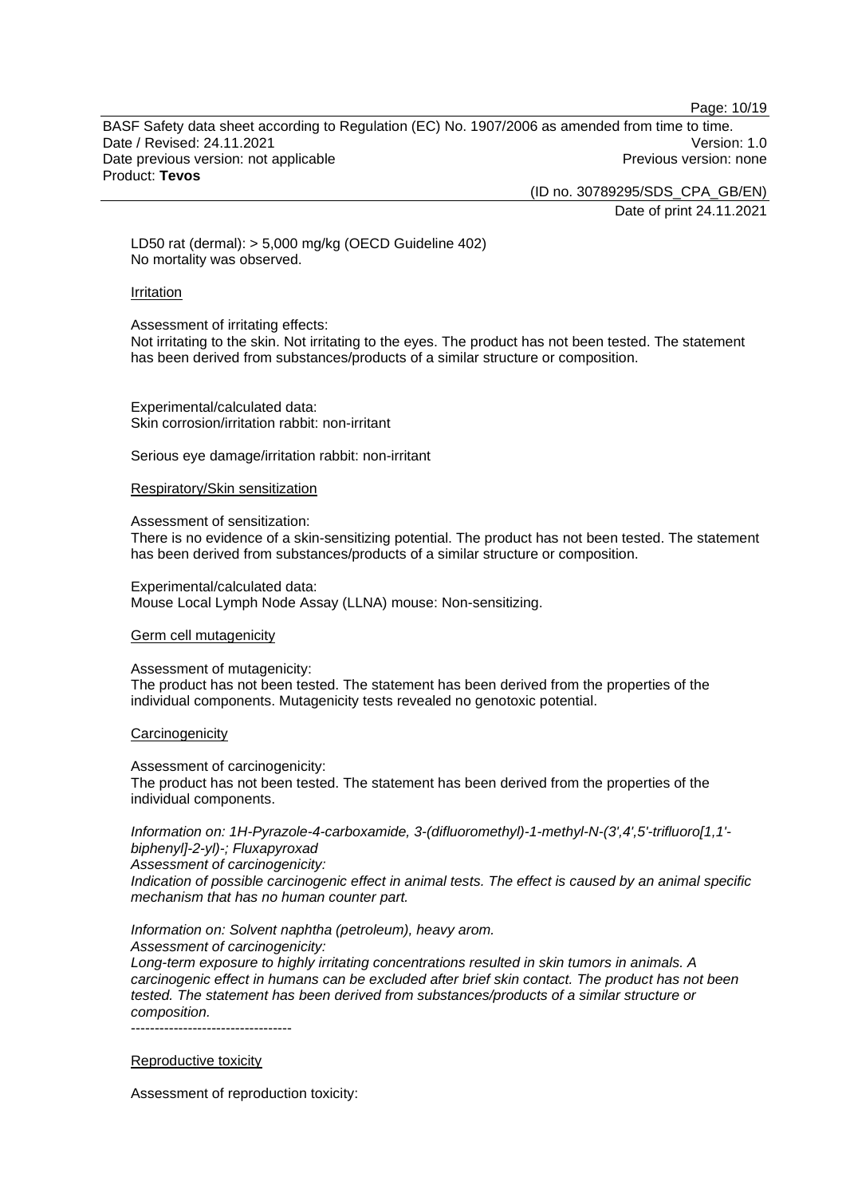LD50 rat (dermal): > 5,000 mg/kg (OECD Guideline 402)
No mortality was observed.

Irritation

Assessment of irritating effects:
Not irritating to the skin. Not irritating to the eyes. The product has not been tested. The statement has been derived from substances/products of a similar structure or composition.

Experimental/calculated data:
Skin corrosion/irritation rabbit: non-irritant

Serious eye damage/irritation rabbit: non-irritant

Respiratory/Skin sensitization

Assessment of sensitization:
There is no evidence of a skin-sensitizing potential. The product has not been tested. The statement has been derived from substances/products of a similar structure or composition.

Experimental/calculated data:
Mouse Local Lymph Node Assay (LLNA) mouse: Non-sensitizing.

Germ cell mutagenicity

Assessment of mutagenicity:
The product has not been tested. The statement has been derived from the properties of the individual components. Mutagenicity tests revealed no genotoxic potential.

Carcinogenicity

Assessment of carcinogenicity:
The product has not been tested. The statement has been derived from the properties of the individual components.

*Information on: 1H-Pyrazole-4-carboxamide, 3-(difluoromethyl)-1-methyl-N-(3',4',5'-trifluoro[1,1'-biphenyl]-2-yl)-; Fluxapyroxad*
*Assessment of carcinogenicity:*
*Indication of possible carcinogenic effect in animal tests. The effect is caused by an animal specific mechanism that has no human counter part.*

*Information on: Solvent naphtha (petroleum), heavy arom.*
*Assessment of carcinogenicity:*
*Long-term exposure to highly irritating concentrations resulted in skin tumors in animals. A carcinogenic effect in humans can be excluded after brief skin contact. The product has not been tested. The statement has been derived from substances/products of a similar structure or composition.*
----------------------------------

Reproductive toxicity

Assessment of reproduction toxicity: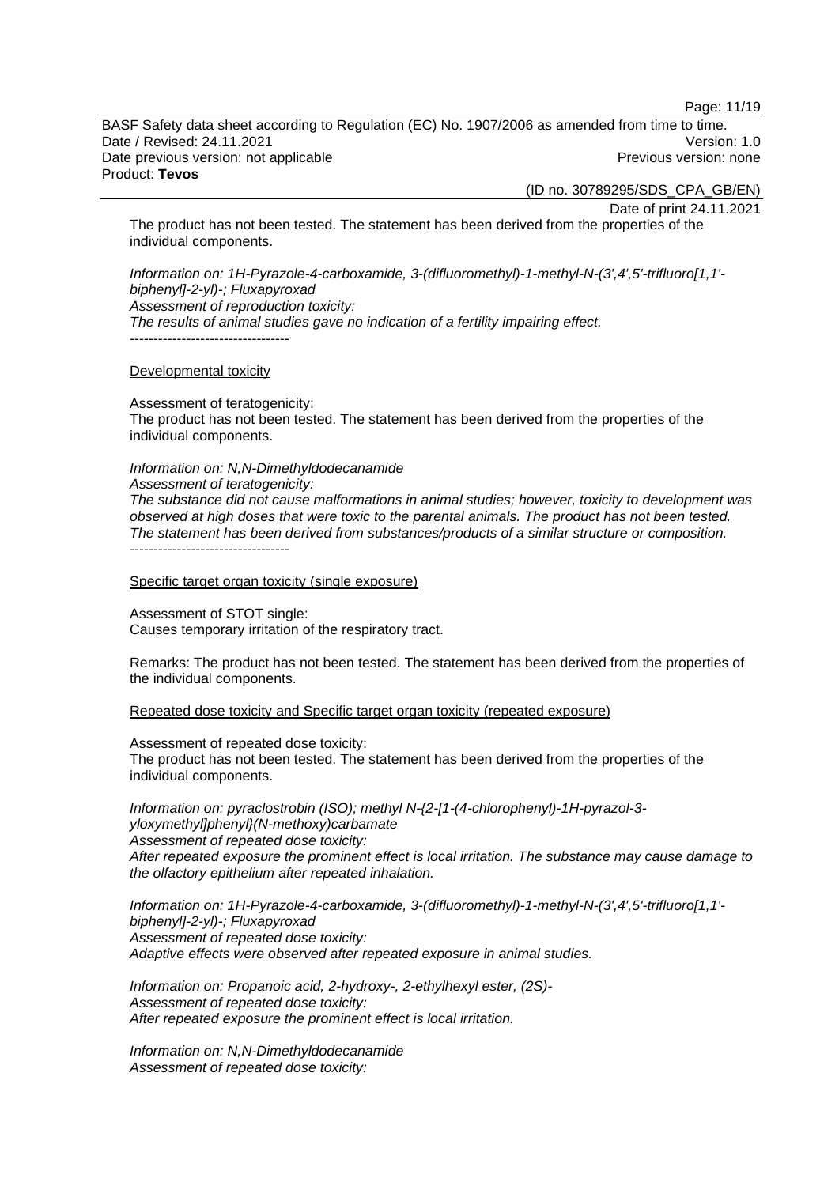The product has not been tested. The statement has been derived from the properties of the individual components.

*Information on: 1H-Pyrazole-4-carboxamide, 3-(difluoromethyl)-1-methyl-N-(3',4',5'-trifluoro[1,1'-biphenyl]-2-yl)-; Fluxapyroxad*
*Assessment of reproduction toxicity:*
*The results of animal studies gave no indication of a fertility impairing effect.*
----------------------------------

Developmental toxicity

Assessment of teratogenicity:
The product has not been tested. The statement has been derived from the properties of the individual components.

*Information on: N,N-Dimethyldodecanamide*
*Assessment of teratogenicity:*
*The substance did not cause malformations in animal studies; however, toxicity to development was observed at high doses that were toxic to the parental animals. The product has not been tested. The statement has been derived from substances/products of a similar structure or composition.*
----------------------------------

Specific target organ toxicity (single exposure)

Assessment of STOT single:
Causes temporary irritation of the respiratory tract.

Remarks: The product has not been tested. The statement has been derived from the properties of the individual components.

Repeated dose toxicity and Specific target organ toxicity (repeated exposure)

Assessment of repeated dose toxicity:
The product has not been tested. The statement has been derived from the properties of the individual components.

*Information on: pyraclostrobin (ISO); methyl N-{2-[1-(4-chlorophenyl)-1H-pyrazol-3-yloxymethyl]phenyl}(N-methoxy)carbamate*
*Assessment of repeated dose toxicity:*
*After repeated exposure the prominent effect is local irritation. The substance may cause damage to the olfactory epithelium after repeated inhalation.*

*Information on: 1H-Pyrazole-4-carboxamide, 3-(difluoromethyl)-1-methyl-N-(3',4',5'-trifluoro[1,1'-biphenyl]-2-yl)-; Fluxapyroxad*
*Assessment of repeated dose toxicity:*
*Adaptive effects were observed after repeated exposure in animal studies.*

*Information on: Propanoic acid, 2-hydroxy-, 2-ethylhexyl ester, (2S)-*
*Assessment of repeated dose toxicity:*
*After repeated exposure the prominent effect is local irritation.*

*Information on: N,N-Dimethyldodecanamide*
*Assessment of repeated dose toxicity:*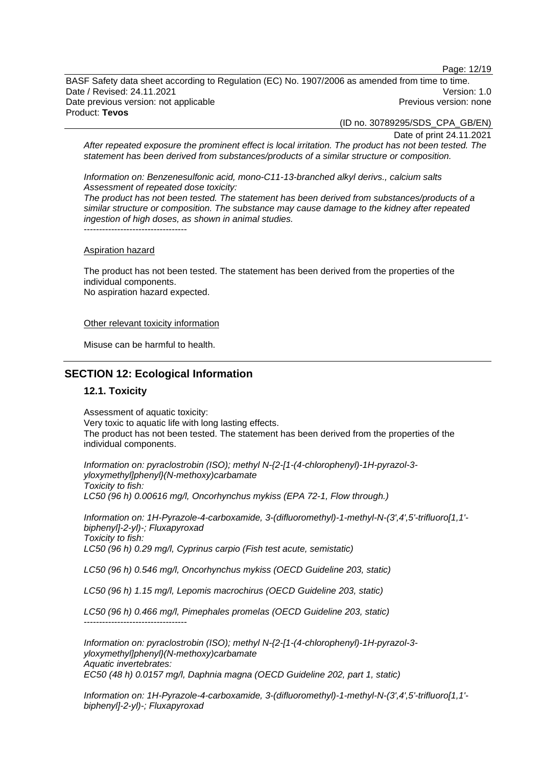*After repeated exposure the prominent effect is local irritation. The product has not been tested. The statement has been derived from substances/products of a similar structure or composition.*

*Information on: Benzenesulfonic acid, mono-C11-13-branched alkyl derivs., calcium salts*
*Assessment of repeated dose toxicity:*
*The product has not been tested. The statement has been derived from substances/products of a similar structure or composition. The substance may cause damage to the kidney after repeated ingestion of high doses, as shown in animal studies.*
----------------------------------

Aspiration hazard

The product has not been tested. The statement has been derived from the properties of the individual components.
No aspiration hazard expected.

Other relevant toxicity information

Misuse can be harmful to health.

## SECTION 12: Ecological Information

### 12.1. Toxicity

Assessment of aquatic toxicity:
Very toxic to aquatic life with long lasting effects.
The product has not been tested. The statement has been derived from the properties of the individual components.

*Information on: pyraclostrobin (ISO); methyl N-{2-[1-(4-chlorophenyl)-1H-pyrazol-3-yloxymethyl]phenyl}(N-methoxy)carbamate*
*Toxicity to fish:*
*LC50 (96 h) 0.00616 mg/l, Oncorhynchus mykiss (EPA 72-1, Flow through.)*

*Information on: 1H-Pyrazole-4-carboxamide, 3-(difluoromethyl)-1-methyl-N-(3',4',5'-trifluoro[1,1'-biphenyl]-2-yl)-; Fluxapyroxad*
*Toxicity to fish:*
*LC50 (96 h) 0.29 mg/l, Cyprinus carpio (Fish test acute, semistatic)*

*LC50 (96 h) 0.546 mg/l, Oncorhynchus mykiss (OECD Guideline 203, static)*

*LC50 (96 h) 1.15 mg/l, Lepomis macrochirus (OECD Guideline 203, static)*

*LC50 (96 h) 0.466 mg/l, Pimephales promelas (OECD Guideline 203, static)*
----------------------------------

*Information on: pyraclostrobin (ISO); methyl N-{2-[1-(4-chlorophenyl)-1H-pyrazol-3-yloxymethyl]phenyl}(N-methoxy)carbamate*
*Aquatic invertebrates:*
*EC50 (48 h) 0.0157 mg/l, Daphnia magna (OECD Guideline 202, part 1, static)*

*Information on: 1H-Pyrazole-4-carboxamide, 3-(difluoromethyl)-1-methyl-N-(3',4',5'-trifluoro[1,1'-biphenyl]-2-yl)-; Fluxapyroxad*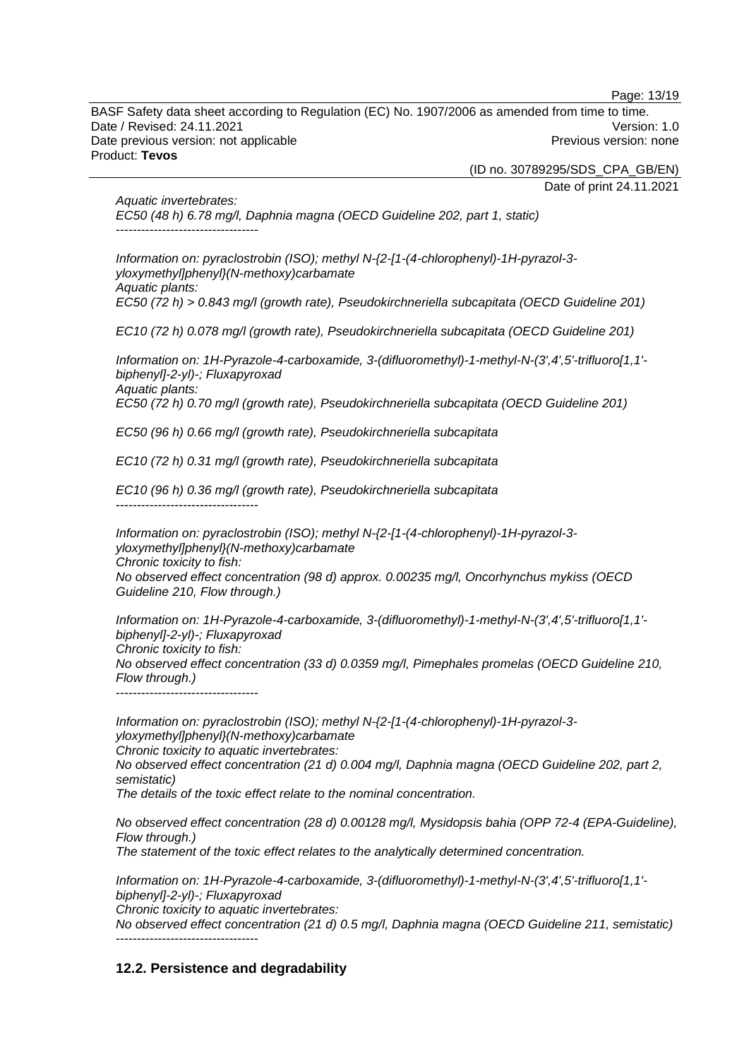*Aquatic invertebrates:*
*EC50 (48 h) 6.78 mg/l, Daphnia magna (OECD Guideline 202, part 1, static)*
*----------------------------------*

*Information on: pyraclostrobin (ISO); methyl N-{2-[1-(4-chlorophenyl)-1H-pyrazol-3-yloxymethyl]phenyl}(N-methoxy)carbamate*
*Aquatic plants:*
*EC50 (72 h) > 0.843 mg/l (growth rate), Pseudokirchneriella subcapitata (OECD Guideline 201)*

*EC10 (72 h) 0.078 mg/l (growth rate), Pseudokirchneriella subcapitata (OECD Guideline 201)*

*Information on: 1H-Pyrazole-4-carboxamide, 3-(difluoromethyl)-1-methyl-N-(3',4',5'-trifluoro[1,1'-biphenyl]-2-yl)-; Fluxapyroxad*
*Aquatic plants:*
*EC50 (72 h) 0.70 mg/l (growth rate), Pseudokirchneriella subcapitata (OECD Guideline 201)*

*EC50 (96 h) 0.66 mg/l (growth rate), Pseudokirchneriella subcapitata*

*EC10 (72 h) 0.31 mg/l (growth rate), Pseudokirchneriella subcapitata*

*EC10 (96 h) 0.36 mg/l (growth rate), Pseudokirchneriella subcapitata*
*----------------------------------*

*Information on: pyraclostrobin (ISO); methyl N-{2-[1-(4-chlorophenyl)-1H-pyrazol-3-yloxymethyl]phenyl}(N-methoxy)carbamate*
*Chronic toxicity to fish:*
*No observed effect concentration (98 d) approx. 0.00235 mg/l, Oncorhynchus mykiss (OECD Guideline 210, Flow through.)*

*Information on: 1H-Pyrazole-4-carboxamide, 3-(difluoromethyl)-1-methyl-N-(3',4',5'-trifluoro[1,1'-biphenyl]-2-yl)-; Fluxapyroxad*
*Chronic toxicity to fish:*
*No observed effect concentration (33 d) 0.0359 mg/l, Pimephales promelas (OECD Guideline 210, Flow through.)*
*----------------------------------*

*Information on: pyraclostrobin (ISO); methyl N-{2-[1-(4-chlorophenyl)-1H-pyrazol-3-yloxymethyl]phenyl}(N-methoxy)carbamate*
*Chronic toxicity to aquatic invertebrates:*
*No observed effect concentration (21 d) 0.004 mg/l, Daphnia magna (OECD Guideline 202, part 2, semistatic)*
*The details of the toxic effect relate to the nominal concentration.*

*No observed effect concentration (28 d) 0.00128 mg/l, Mysidopsis bahia (OPP 72-4 (EPA-Guideline), Flow through.)*
*The statement of the toxic effect relates to the analytically determined concentration.*

*Information on: 1H-Pyrazole-4-carboxamide, 3-(difluoromethyl)-1-methyl-N-(3',4',5'-trifluoro[1,1'-biphenyl]-2-yl)-; Fluxapyroxad*
*Chronic toxicity to aquatic invertebrates:*
*No observed effect concentration (21 d) 0.5 mg/l, Daphnia magna (OECD Guideline 211, semistatic)*
*----------------------------------*

### 12.2. Persistence and degradability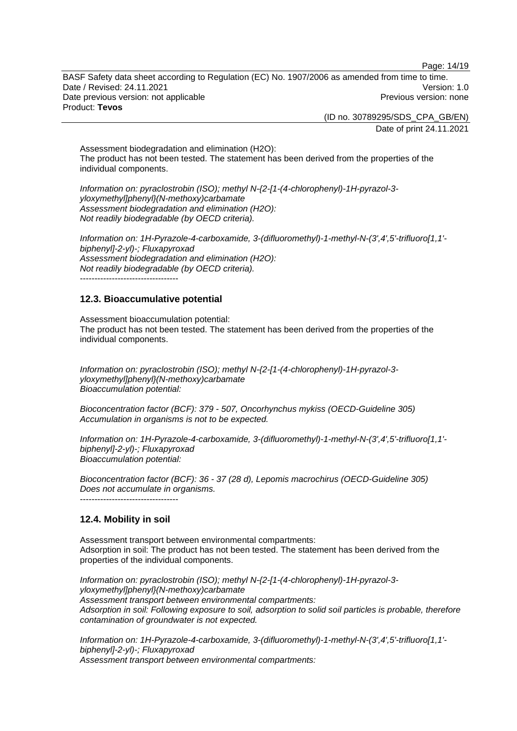Assessment biodegradation and elimination (H2O):
The product has not been tested. The statement has been derived from the properties of the individual components.

*Information on: pyraclostrobin (ISO); methyl N-{2-[1-(4-chlorophenyl)-1H-pyrazol-3-yloxymethyl]phenyl}(N-methoxy)carbamate*
*Assessment biodegradation and elimination (H2O):*
*Not readily biodegradable (by OECD criteria).*

*Information on: 1H-Pyrazole-4-carboxamide, 3-(difluoromethyl)-1-methyl-N-(3',4',5'-trifluoro[1,1'-biphenyl]-2-yl)-; Fluxapyroxad*
*Assessment biodegradation and elimination (H2O):*
*Not readily biodegradable (by OECD criteria).*

----------------------------------

## 12.3. Bioaccumulative potential

Assessment bioaccumulation potential:
The product has not been tested. The statement has been derived from the properties of the individual components.

*Information on: pyraclostrobin (ISO); methyl N-{2-[1-(4-chlorophenyl)-1H-pyrazol-3-yloxymethyl]phenyl}(N-methoxy)carbamate*
*Bioaccumulation potential:*

*Bioconcentration factor (BCF): 379 - 507, Oncorhynchus mykiss (OECD-Guideline 305)*
*Accumulation in organisms is not to be expected.*

*Information on: 1H-Pyrazole-4-carboxamide, 3-(difluoromethyl)-1-methyl-N-(3',4',5'-trifluoro[1,1'-biphenyl]-2-yl)-; Fluxapyroxad*
*Bioaccumulation potential:*

*Bioconcentration factor (BCF): 36 - 37 (28 d), Lepomis macrochirus (OECD-Guideline 305)*
*Does not accumulate in organisms.*

----------------------------------

## 12.4. Mobility in soil

Assessment transport between environmental compartments:
Adsorption in soil: The product has not been tested. The statement has been derived from the properties of the individual components.

*Information on: pyraclostrobin (ISO); methyl N-{2-[1-(4-chlorophenyl)-1H-pyrazol-3-yloxymethyl]phenyl}(N-methoxy)carbamate*
*Assessment transport between environmental compartments:*
*Adsorption in soil: Following exposure to soil, adsorption to solid soil particles is probable, therefore contamination of groundwater is not expected.*

*Information on: 1H-Pyrazole-4-carboxamide, 3-(difluoromethyl)-1-methyl-N-(3',4',5'-trifluoro[1,1'-biphenyl]-2-yl)-; Fluxapyroxad*
*Assessment transport between environmental compartments:*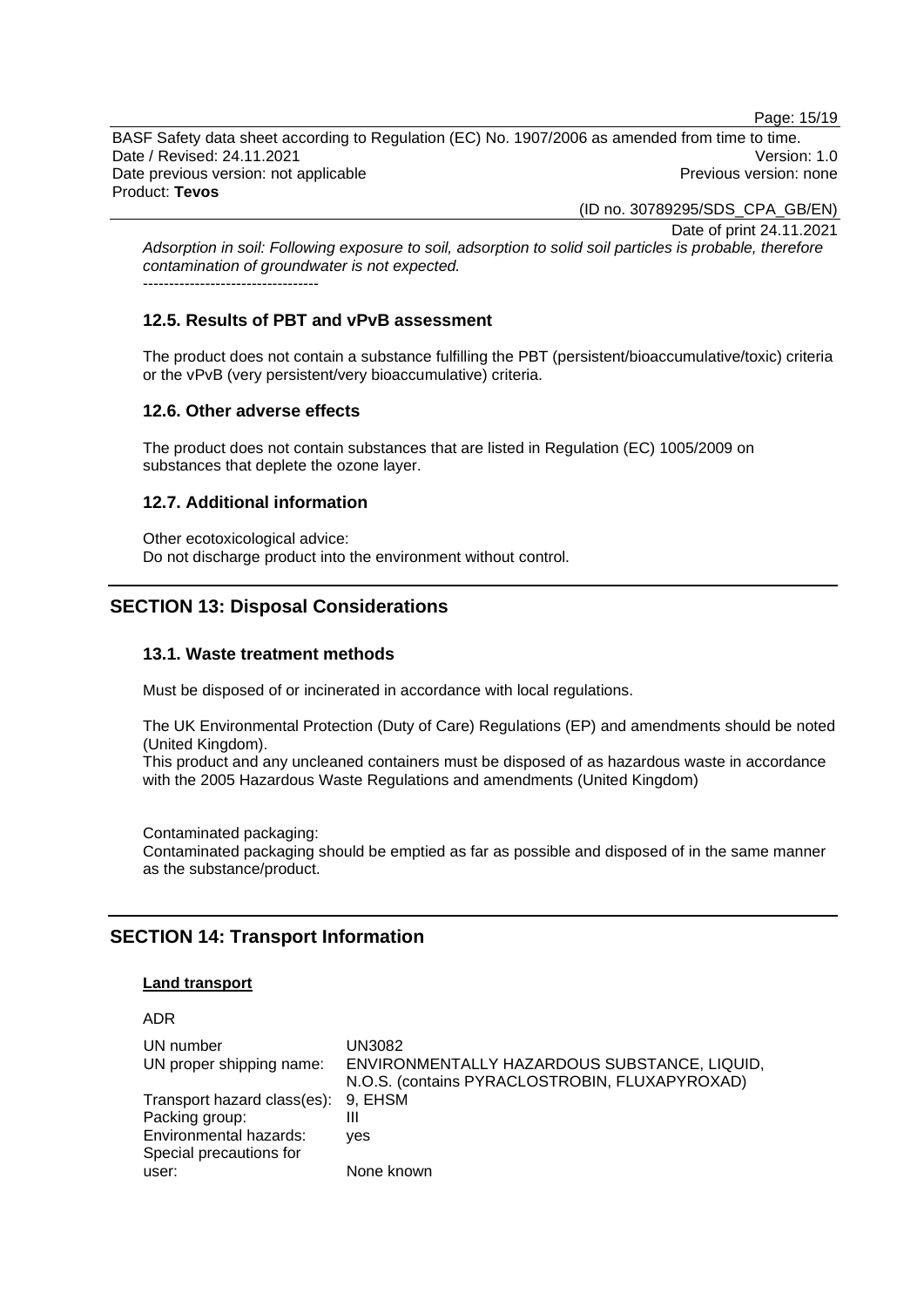*Adsorption in soil: Following exposure to soil, adsorption to solid soil particles is probable, therefore contamination of groundwater is not expected.*

----------------------------------

### 12.5. Results of PBT and vPvB assessment

The product does not contain a substance fulfilling the PBT (persistent/bioaccumulative/toxic) criteria or the vPvB (very persistent/very bioaccumulative) criteria.

### 12.6. Other adverse effects

The product does not contain substances that are listed in Regulation (EC) 1005/2009 on substances that deplete the ozone layer.

### 12.7. Additional information

Other ecotoxicological advice:
Do not discharge product into the environment without control.

## SECTION 13: Disposal Considerations

### 13.1. Waste treatment methods

Must be disposed of or incinerated in accordance with local regulations.

The UK Environmental Protection (Duty of Care) Regulations (EP) and amendments should be noted (United Kingdom).
This product and any uncleaned containers must be disposed of as hazardous waste in accordance with the 2005 Hazardous Waste Regulations and amendments (United Kingdom)

Contaminated packaging:
Contaminated packaging should be emptied as far as possible and disposed of in the same manner as the substance/product.

## SECTION 14: Transport Information

**Land transport**

ADR

| | |
|---|---|
| UN number | UN3082 |
| UN proper shipping name: | ENVIRONMENTALLY HAZARDOUS SUBSTANCE, LIQUID, N.O.S. (contains PYRACLOSTROBIN, FLUXAPYROXAD) |
| Transport hazard class(es): | 9, EHSM |
| Packing group: | III |
| Environmental hazards: | yes |
| Special precautions for user: | None known |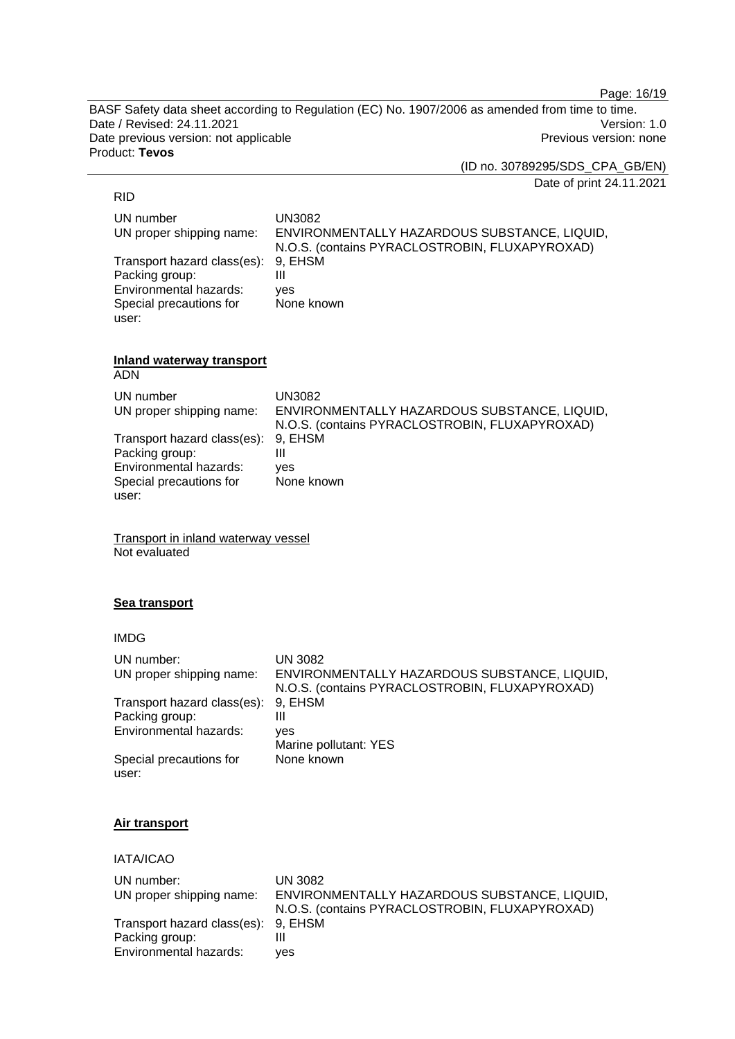RID

| | |
|---|---|
| UN number | UN3082 |
| UN proper shipping name: | ENVIRONMENTALLY HAZARDOUS SUBSTANCE, LIQUID, N.O.S. (contains PYRACLOSTROBIN, FLUXAPYROXAD) |
| Transport hazard class(es): | 9, EHSM |
| Packing group: | III |
| Environmental hazards: | yes |
| Special precautions for user: | None known |

**Inland waterway transport**

ADN

| | |
|---|---|
| UN number | UN3082 |
| UN proper shipping name: | ENVIRONMENTALLY HAZARDOUS SUBSTANCE, LIQUID, N.O.S. (contains PYRACLOSTROBIN, FLUXAPYROXAD) |
| Transport hazard class(es): | 9, EHSM |
| Packing group: | III |
| Environmental hazards: | yes |
| Special precautions for user: | None known |

Transport in inland waterway vessel

Not evaluated

**Sea transport**

IMDG

| | |
|---|---|
| UN number: | UN 3082 |
| UN proper shipping name: | ENVIRONMENTALLY HAZARDOUS SUBSTANCE, LIQUID, N.O.S. (contains PYRACLOSTROBIN, FLUXAPYROXAD) |
| Transport hazard class(es): | 9, EHSM |
| Packing group: | III |
| Environmental hazards: | yes<br>Marine pollutant: YES |
| Special precautions for user: | None known |

**Air transport**

IATA/ICAO

| | |
|---|---|
| UN number: | UN 3082 |
| UN proper shipping name: | ENVIRONMENTALLY HAZARDOUS SUBSTANCE, LIQUID, N.O.S. (contains PYRACLOSTROBIN, FLUXAPYROXAD) |
| Transport hazard class(es): | 9, EHSM |
| Packing group: | III |
| Environmental hazards: | yes |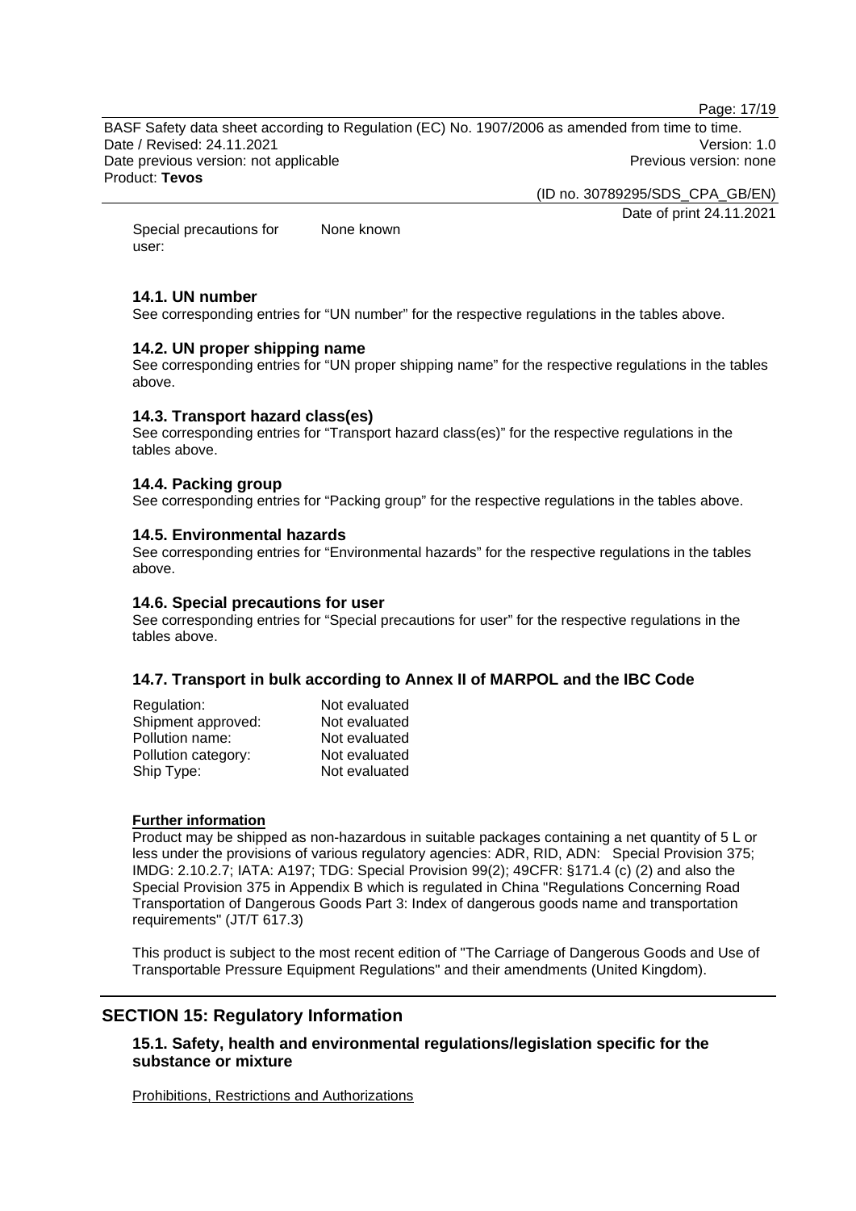Special precautions for user: None known

### 14.1. UN number

See corresponding entries for “UN number” for the respective regulations in the tables above.

### 14.2. UN proper shipping name

See corresponding entries for “UN proper shipping name” for the respective regulations in the tables above.

### 14.3. Transport hazard class(es)

See corresponding entries for “Transport hazard class(es)” for the respective regulations in the tables above.

### 14.4. Packing group

See corresponding entries for “Packing group” for the respective regulations in the tables above.

### 14.5. Environmental hazards

See corresponding entries for “Environmental hazards” for the respective regulations in the tables above.

### 14.6. Special precautions for user

See corresponding entries for “Special precautions for user” for the respective regulations in the tables above.

### 14.7. Transport in bulk according to Annex II of MARPOL and the IBC Code

| | |
|---|---|
| Regulation: | Not evaluated |
| Shipment approved: | Not evaluated |
| Pollution name: | Not evaluated |
| Pollution category: | Not evaluated |
| Ship Type: | Not evaluated |

**Further information**

Product may be shipped as non-hazardous in suitable packages containing a net quantity of 5 L or less under the provisions of various regulatory agencies: ADR, RID, ADN: Special Provision 375; IMDG: 2.10.2.7; IATA: A197; TDG: Special Provision 99(2); 49CFR: §171.4 (c) (2) and also the Special Provision 375 in Appendix B which is regulated in China "Regulations Concerning Road Transportation of Dangerous Goods Part 3: Index of dangerous goods name and transportation requirements" (JT/T 617.3)

This product is subject to the most recent edition of "The Carriage of Dangerous Goods and Use of Transportable Pressure Equipment Regulations" and their amendments (United Kingdom).

## SECTION 15: Regulatory Information

### 15.1. Safety, health and environmental regulations/legislation specific for the substance or mixture

Prohibitions, Restrictions and Authorizations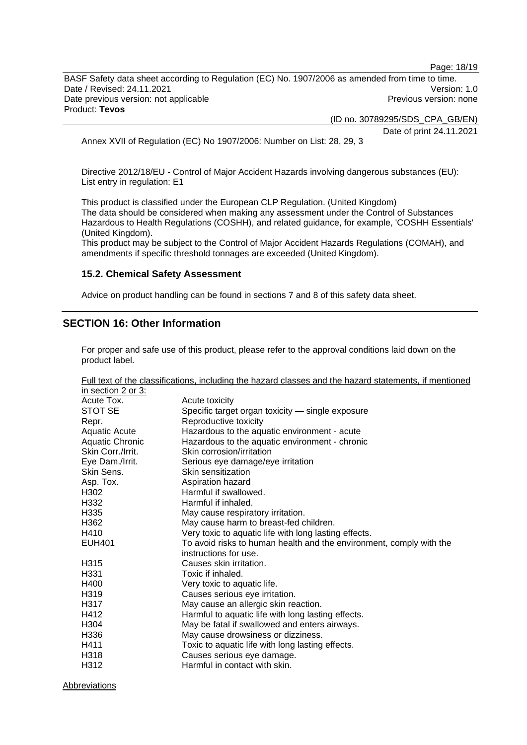Annex XVII of Regulation (EC) No 1907/2006: Number on List: 28, 29, 3

Directive 2012/18/EU - Control of Major Accident Hazards involving dangerous substances (EU): List entry in regulation: E1

This product is classified under the European CLP Regulation. (United Kingdom)
The data should be considered when making any assessment under the Control of Substances Hazardous to Health Regulations (COSHH), and related guidance, for example, 'COSHH Essentials' (United Kingdom).
This product may be subject to the Control of Major Accident Hazards Regulations (COMAH), and amendments if specific threshold tonnages are exceeded (United Kingdom).

### 15.2. Chemical Safety Assessment

Advice on product handling can be found in sections 7 and 8 of this safety data sheet.

## SECTION 16: Other Information

For proper and safe use of this product, please refer to the approval conditions laid down on the product label.

Full text of the classifications, including the hazard classes and the hazard statements, if mentioned in section 2 or 3:

| | |
|---|---|
| Acute Tox. | Acute toxicity |
| STOT SE | Specific target organ toxicity — single exposure |
| Repr. | Reproductive toxicity |
| Aquatic Acute | Hazardous to the aquatic environment - acute |
| Aquatic Chronic | Hazardous to the aquatic environment - chronic |
| Skin Corr./Irrit. | Skin corrosion/irritation |
| Eye Dam./Irrit. | Serious eye damage/eye irritation |
| Skin Sens. | Skin sensitization |
| Asp. Tox. | Aspiration hazard |
| H302 | Harmful if swallowed. |
| H332 | Harmful if inhaled. |
| H335 | May cause respiratory irritation. |
| H362 | May cause harm to breast-fed children. |
| H410 | Very toxic to aquatic life with long lasting effects. |
| EUH401 | To avoid risks to human health and the environment, comply with the instructions for use. |
| H315 | Causes skin irritation. |
| H331 | Toxic if inhaled. |
| H400 | Very toxic to aquatic life. |
| H319 | Causes serious eye irritation. |
| H317 | May cause an allergic skin reaction. |
| H412 | Harmful to aquatic life with long lasting effects. |
| H304 | May be fatal if swallowed and enters airways. |
| H336 | May cause drowsiness or dizziness. |
| H411 | Toxic to aquatic life with long lasting effects. |
| H318 | Causes serious eye damage. |
| H312 | Harmful in contact with skin. |

Abbreviations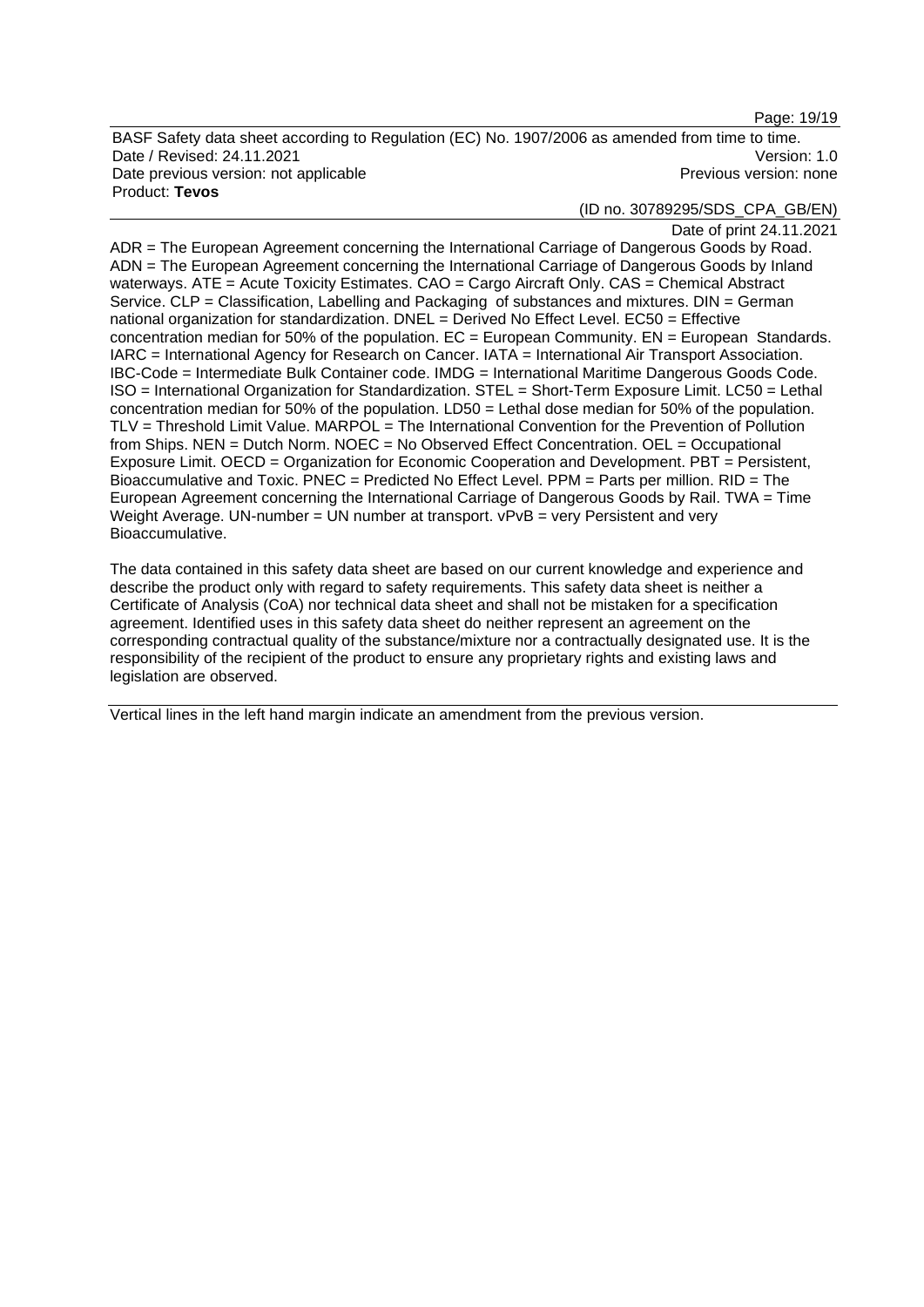ADR = The European Agreement concerning the International Carriage of Dangerous Goods by Road. ADN = The European Agreement concerning the International Carriage of Dangerous Goods by Inland waterways. ATE = Acute Toxicity Estimates. CAO = Cargo Aircraft Only. CAS = Chemical Abstract Service. CLP = Classification, Labelling and Packaging of substances and mixtures. DIN = German national organization for standardization. DNEL = Derived No Effect Level. EC50 = Effective concentration median for 50% of the population. EC = European Community. EN = European Standards. IARC = International Agency for Research on Cancer. IATA = International Air Transport Association. IBC-Code = Intermediate Bulk Container code. IMDG = International Maritime Dangerous Goods Code. ISO = International Organization for Standardization. STEL = Short-Term Exposure Limit. LC50 = Lethal concentration median for 50% of the population. LD50 = Lethal dose median for 50% of the population. TLV = Threshold Limit Value. MARPOL = The International Convention for the Prevention of Pollution from Ships. NEN = Dutch Norm. NOEC = No Observed Effect Concentration. OEL = Occupational Exposure Limit. OECD = Organization for Economic Cooperation and Development. PBT = Persistent, Bioaccumulative and Toxic. PNEC = Predicted No Effect Level. PPM = Parts per million. RID = The European Agreement concerning the International Carriage of Dangerous Goods by Rail. TWA = Time Weight Average. UN-number = UN number at transport. vPvB = very Persistent and very Bioaccumulative.

The data contained in this safety data sheet are based on our current knowledge and experience and describe the product only with regard to safety requirements. This safety data sheet is neither a Certificate of Analysis (CoA) nor technical data sheet and shall not be mistaken for a specification agreement. Identified uses in this safety data sheet do neither represent an agreement on the corresponding contractual quality of the substance/mixture nor a contractually designated use. It is the responsibility of the recipient of the product to ensure any proprietary rights and existing laws and legislation are observed.

---

Vertical lines in the left hand margin indicate an amendment from the previous version.